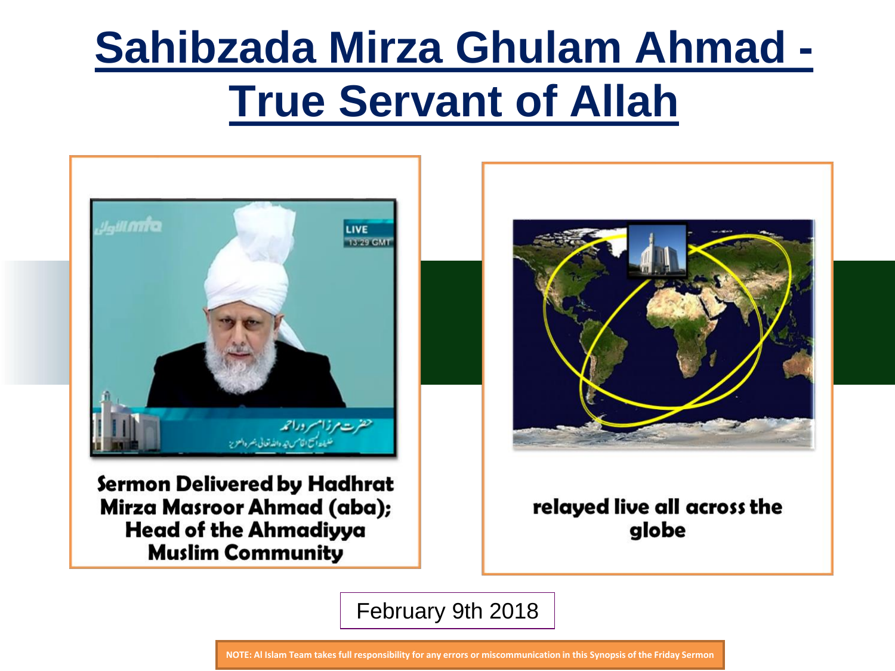# Sahibzada Mirza Ghulam Ahmad - True Servant of Allah

**Sermon Delivered by Hadhrat Mirza Masroor Ahmad (aba); Head of the Ahmadiyya Muslim Community**

**relayed live all across the globe**

February 9th 2018

**NOTE: Al Islam Team takes full responsibility for any errors or miscommunication in this Synopsis of the Friday Sermon**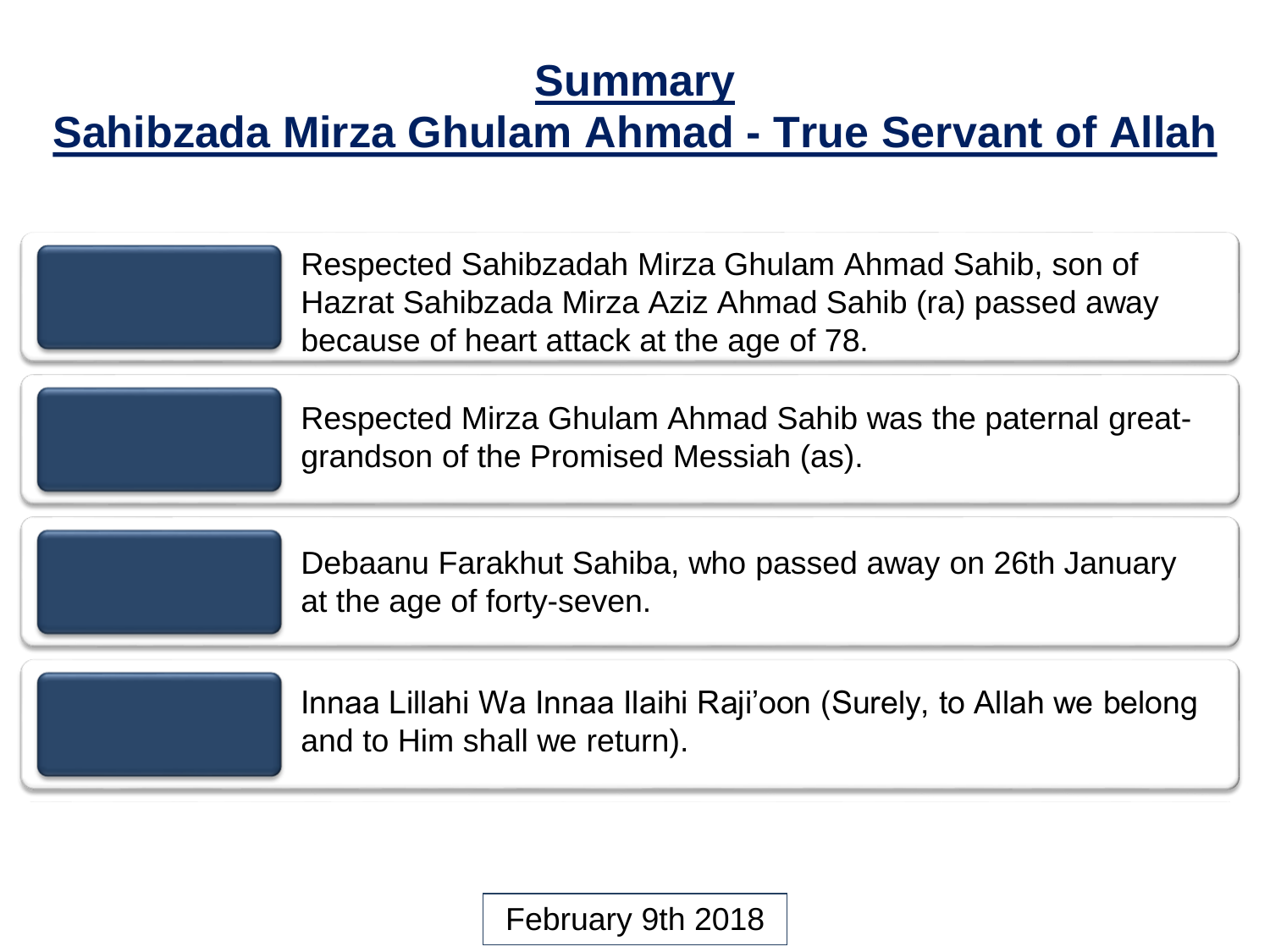# Summary

## Sahibzada Mirza Ghulam Ahmad - True Servant of Allah

- Respected Sahibzadah Mirza Ghulam Ahmad Sahib, son of Hazrat Sahibzada Mirza Aziz Ahmad Sahib (ra) passed away because of heart attack at the age of 78.
- Respected Mirza Ghulam Ahmad Sahib was the paternal great-grandson of the Promised Messiah (as).
- Debaanu Farakhut Sahiba, who passed away on 26th January at the age of forty-seven.
- Innaa Lillahi Wa Innaa Ilaihi Raji'oon (Surely, to Allah we belong and to Him shall we return).

February 9th 2018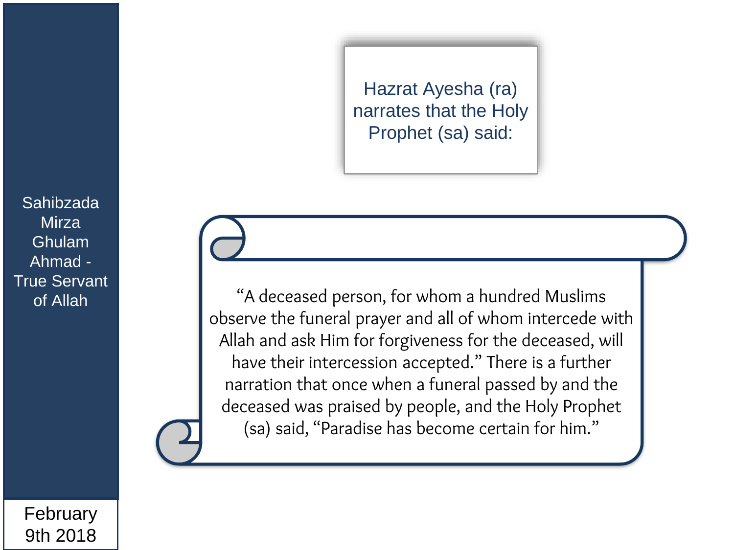Sahibzada Mirza Ghulam Ahmad - True Servant of Allah

February 9th 2018

Hazrat Ayesha (ra) narrates that the Holy Prophet (sa) said:

"A deceased person, for whom a hundred Muslims observe the funeral prayer and all of whom intercede with Allah and ask Him for forgiveness for the deceased, will have their intercession accepted." There is a further narration that once when a funeral passed by and the deceased was praised by people, and the Holy Prophet (sa) said, "Paradise has become certain for him."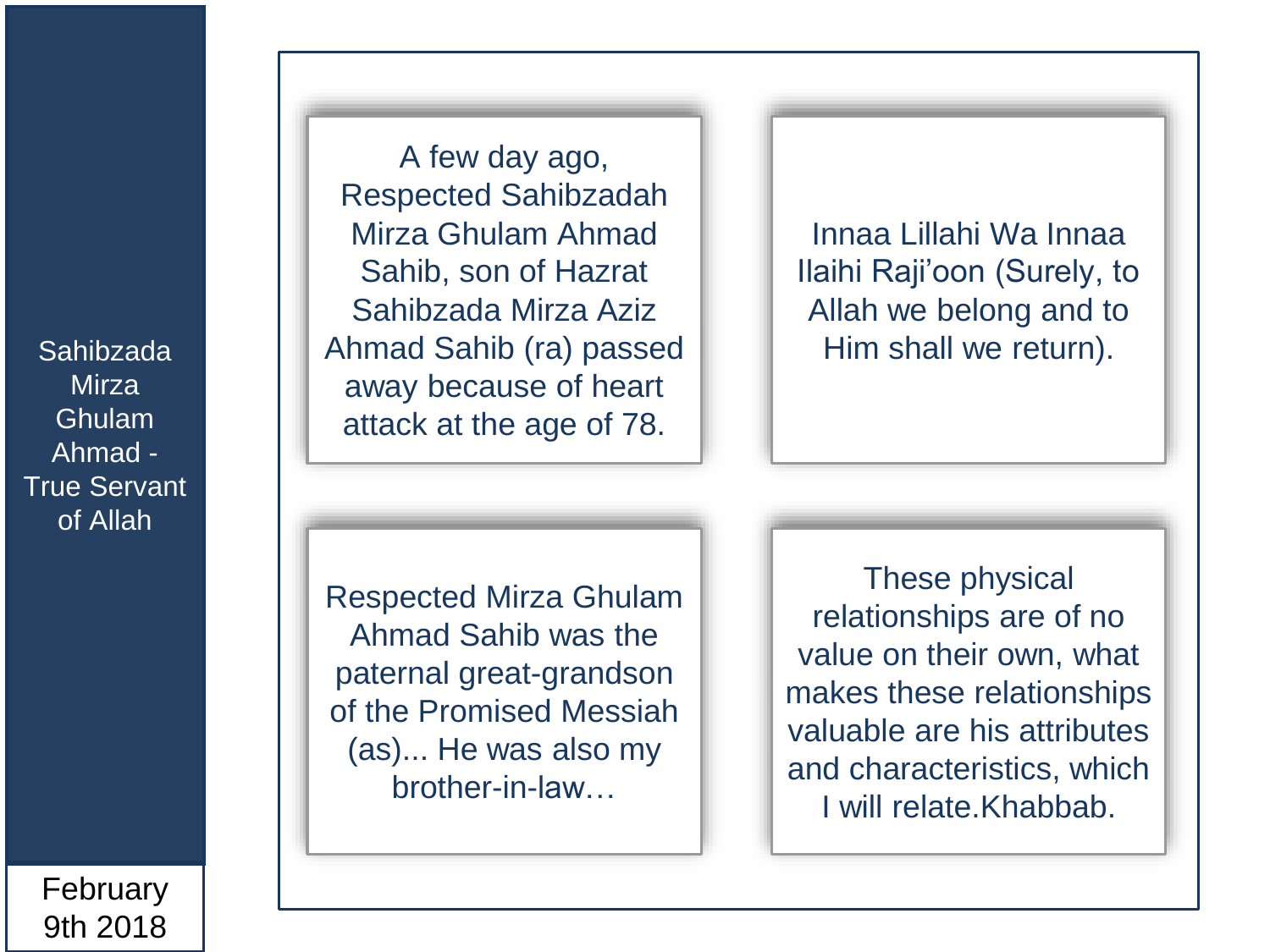## Sahibzada Mirza Ghulam Ahmad - True Servant of Allah

February 9th 2018

A few day ago, Respected Sahibzadah Mirza Ghulam Ahmad Sahib, son of Hazrat Sahibzada Mirza Aziz Ahmad Sahib (ra) passed away because of heart attack at the age of 78.

Innaa Lillahi Wa Innaa Ilaihi Raji'oon (Surely, to Allah we belong and to Him shall we return).

Respected Mirza Ghulam Ahmad Sahib was the paternal great-grandson of the Promised Messiah (as)... He was also my brother-in-law…

These physical relationships are of no value on their own, what makes these relationships valuable are his attributes and characteristics, which I will relate.Khabbab.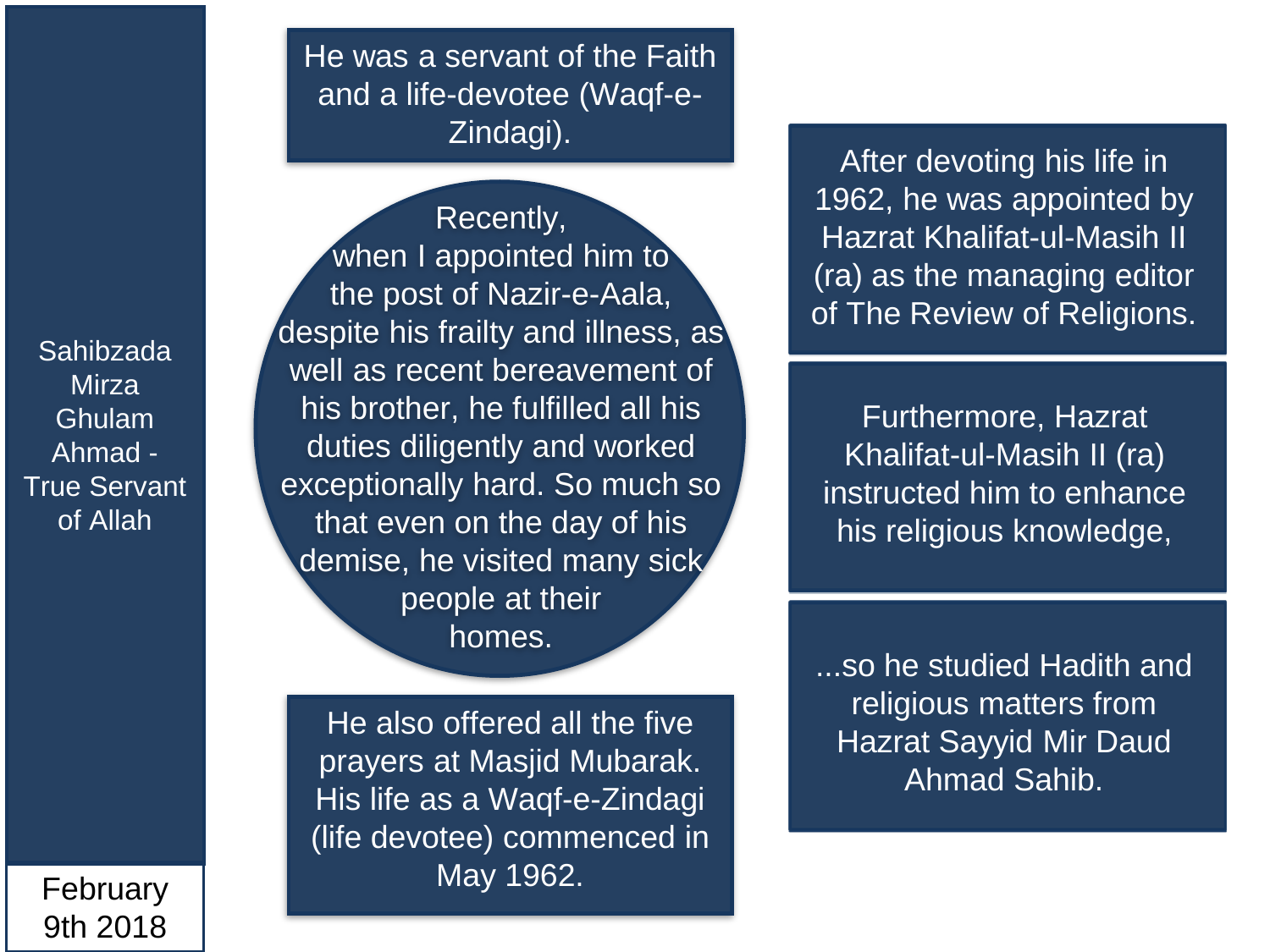## Sahibzada Mirza Ghulam Ahmad - True Servant of Allah

February 9th 2018

He was a servant of the Faith and a life-devotee (Waqf-e-Zindagi).

Recently, when I appointed him to the post of Nazir-e-Aala, despite his frailty and illness, as well as recent bereavement of his brother, he fulfilled all his duties diligently and worked exceptionally hard. So much so that even on the day of his demise, he visited many sick people at their homes.

He also offered all the five prayers at Masjid Mubarak. His life as a Waqf-e-Zindagi (life devotee) commenced in May 1962.

After devoting his life in 1962, he was appointed by Hazrat Khalifat-ul-Masih II (ra) as the managing editor of The Review of Religions.

Furthermore, Hazrat Khalifat-ul-Masih II (ra) instructed him to enhance his religious knowledge,

...so he studied Hadith and religious matters from Hazrat Sayyid Mir Daud Ahmad Sahib.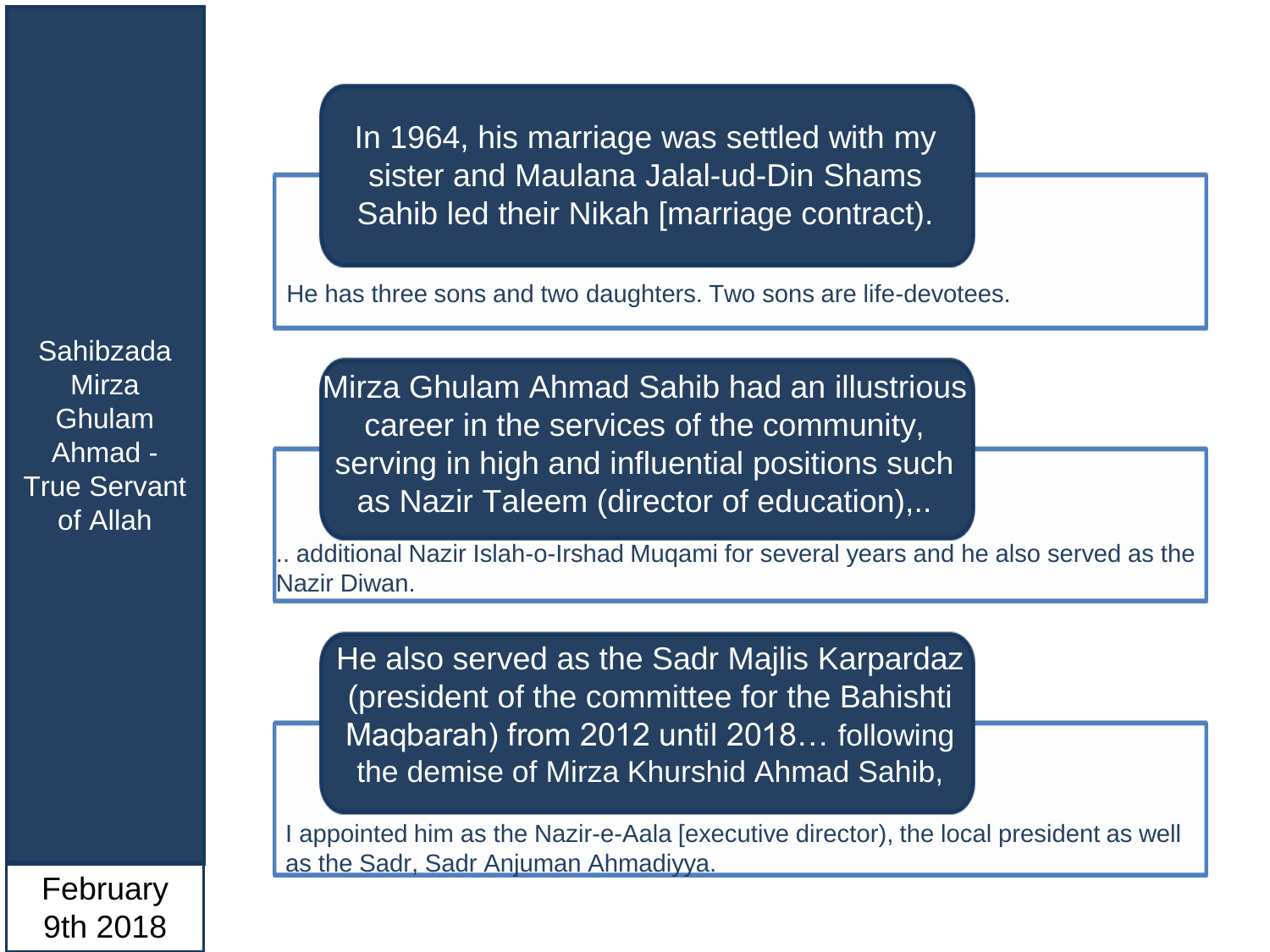Sahibzada Mirza Ghulam Ahmad - True Servant of Allah

February 9th 2018

In 1964, his marriage was settled with my sister and Maulana Jalal-ud-Din Shams Sahib led their Nikah [marriage contract).

He has three sons and two daughters. Two sons are life-devotees.

Mirza Ghulam Ahmad Sahib had an illustrious career in the services of the community, serving in high and influential positions such as Nazir Taleem (director of education),..

.. additional Nazir Islah-o-Irshad Muqami for several years and he also served as the Nazir Diwan.

He also served as the Sadr Majlis Karpardaz (president of the committee for the Bahishti Maqbarah) from 2012 until 2018… following the demise of Mirza Khurshid Ahmad Sahib,

I appointed him as the Nazir-e-Aala [executive director), the local president as well as the Sadr, Sadr Anjuman Ahmadiyya.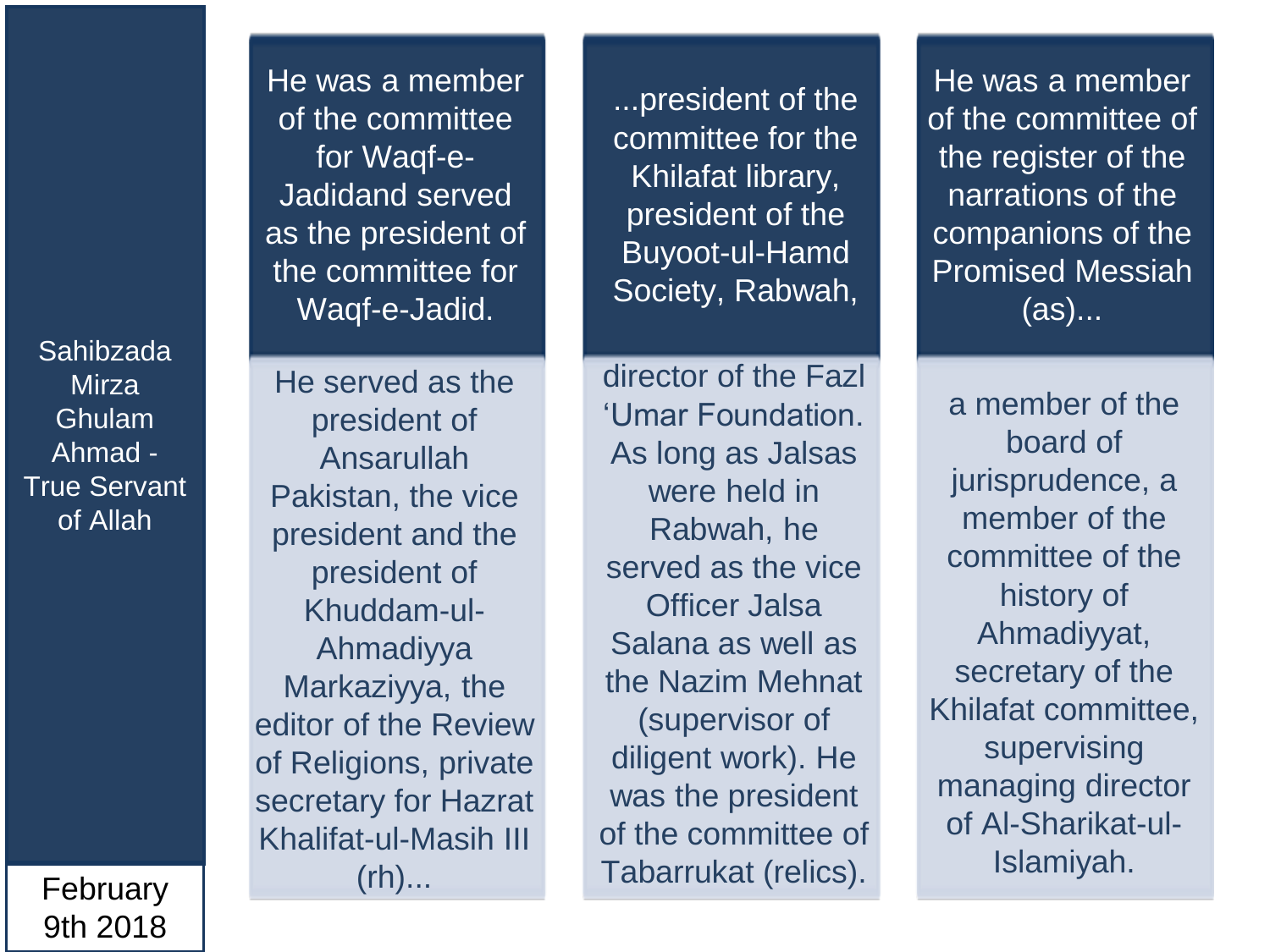Sahibzada Mirza Ghulam Ahmad - True Servant of Allah

February 9th 2018

He was a member of the committee for Waqf-e-Jadidand served as the president of the committee for Waqf-e-Jadid.

He served as the president of Ansarullah Pakistan, the vice president and the president of Khuddam-ul-Ahmadiyya Markaziyya, the editor of the Review of Religions, private secretary for Hazrat Khalifat-ul-Masih III (rh)...

...president of the committee for the Khilafat library, president of the Buyoot-ul-Hamd Society, Rabwah,

director of the Fazl 'Umar Foundation. As long as Jalsas were held in Rabwah, he served as the vice Officer Jalsa Salana as well as the Nazim Mehnat (supervisor of diligent work). He was the president of the committee of Tabarrukat (relics).

He was a member of the committee of the register of the narrations of the companions of the Promised Messiah (as)...

a member of the board of jurisprudence, a member of the committee of the history of Ahmadiyyat, secretary of the Khilafat committee, supervising managing director of Al-Sharikat-ul-Islamiyah.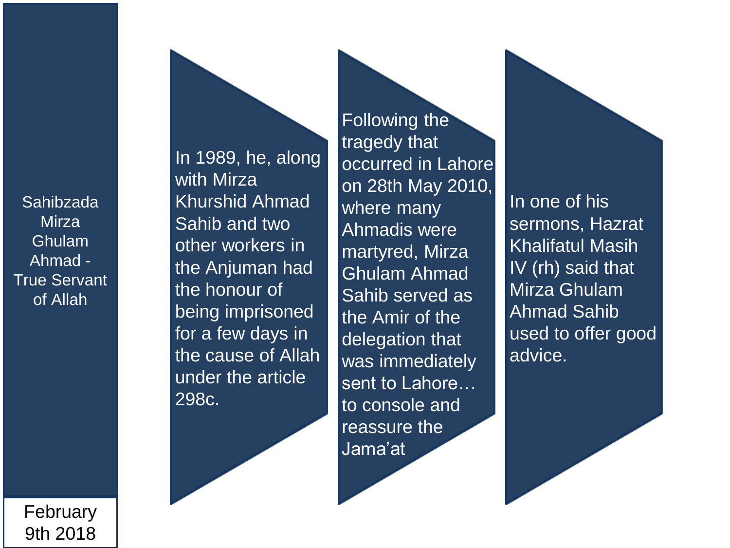Sahibzada Mirza Ghulam Ahmad - True Servant of Allah

February 9th 2018

In 1989, he, along with Mirza Khurshid Ahmad Sahib and two other workers in the Anjuman had the honour of being imprisoned for a few days in the cause of Allah under the article 298c.

Following the tragedy that occurred in Lahore on 28th May 2010, where many Ahmadis were martyred, Mirza Ghulam Ahmad Sahib served as the Amir of the delegation that was immediately sent to Lahore… to console and reassure the Jama'at

In one of his sermons, Hazrat Khalifatul Masih IV (rh) said that Mirza Ghulam Ahmad Sahib used to offer good advice.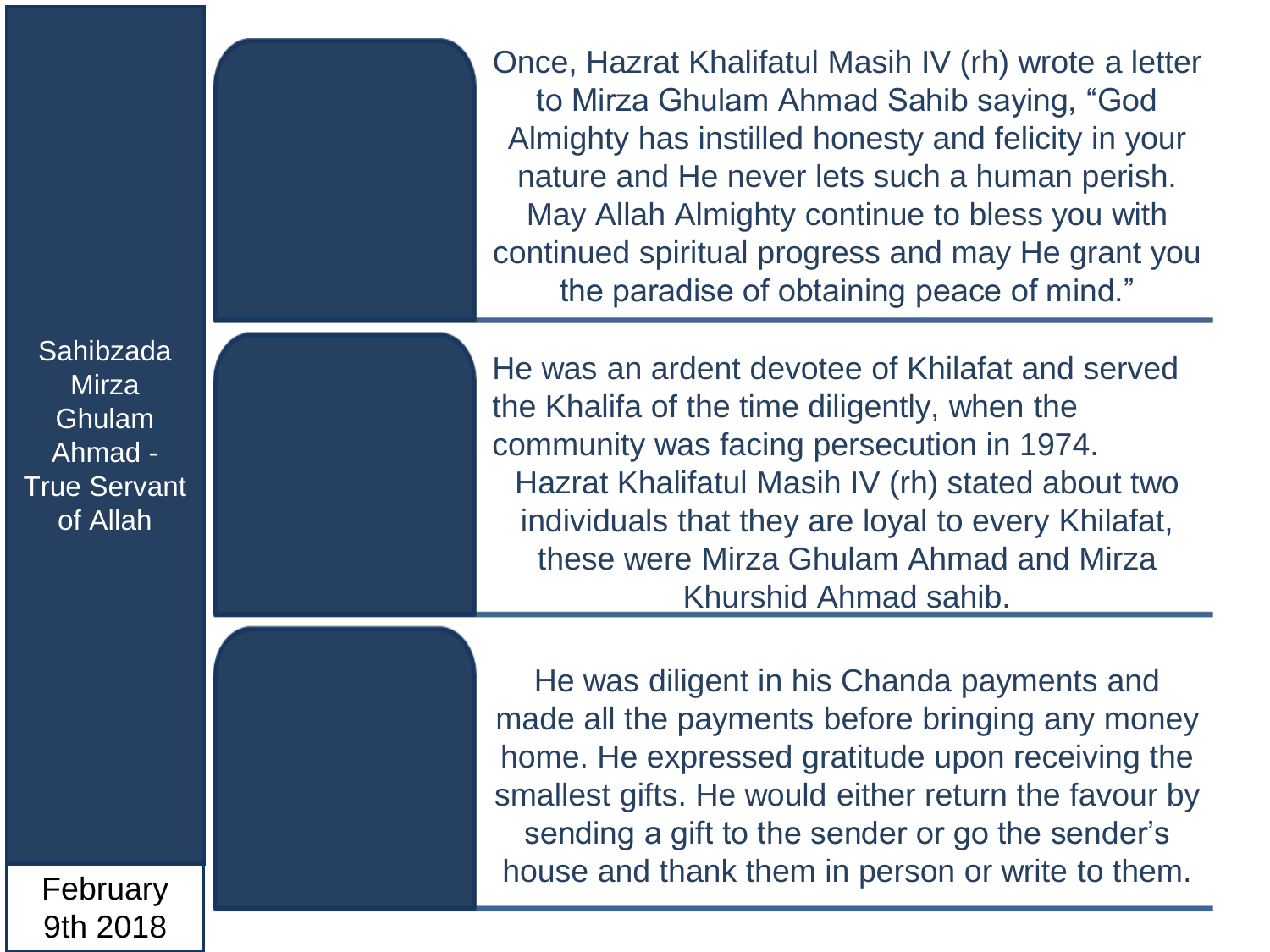## Sahibzada Mirza Ghulam Ahmad - True Servant of Allah

February 9th 2018

Once, Hazrat Khalifatul Masih IV (rh) wrote a letter to Mirza Ghulam Ahmad Sahib saying, "God Almighty has instilled honesty and felicity in your nature and He never lets such a human perish. May Allah Almighty continue to bless you with continued spiritual progress and may He grant you the paradise of obtaining peace of mind."

He was an ardent devotee of Khilafat and served the Khalifa of the time diligently, when the community was facing persecution in 1974. Hazrat Khalifatul Masih IV (rh) stated about two individuals that they are loyal to every Khilafat, these were Mirza Ghulam Ahmad and Mirza Khurshid Ahmad sahib.

He was diligent in his Chanda payments and made all the payments before bringing any money home. He expressed gratitude upon receiving the smallest gifts. He would either return the favour by sending a gift to the sender or go the sender's house and thank them in person or write to them.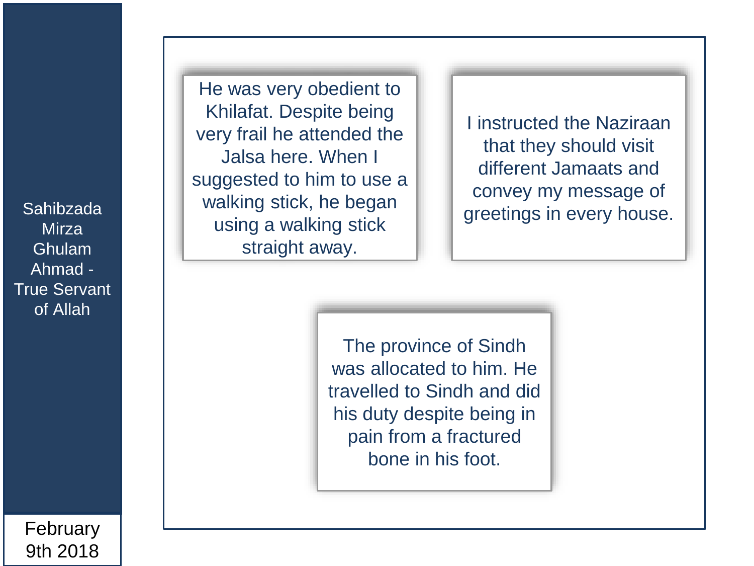Sahibzada Mirza Ghulam Ahmad - True Servant of Allah

February 9th 2018

He was very obedient to Khilafat. Despite being very frail he attended the Jalsa here. When I suggested to him to use a walking stick, he began using a walking stick straight away.

I instructed the Naziraan that they should visit different Jamaats and convey my message of greetings in every house.

The province of Sindh was allocated to him. He travelled to Sindh and did his duty despite being in pain from a fractured bone in his foot.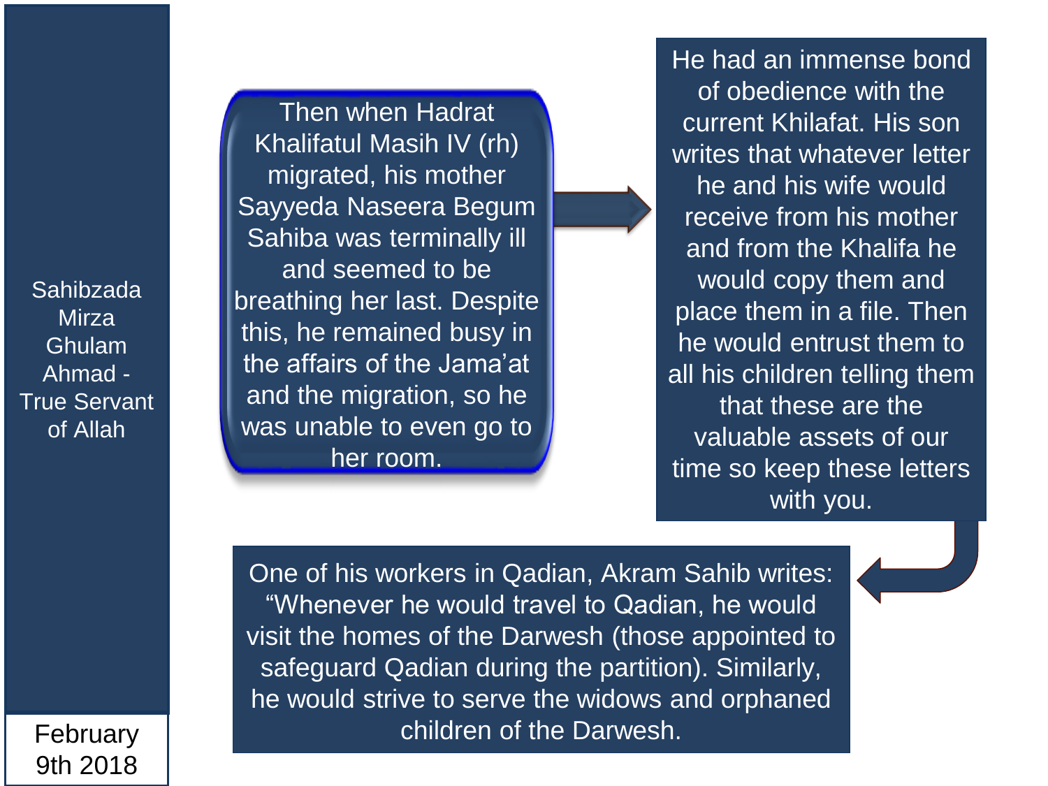Sahibzada Mirza Ghulam Ahmad - True Servant of Allah

Then when Hadrat Khalifatul Masih IV (rh) migrated, his mother Sayyeda Naseera Begum Sahiba was terminally ill and seemed to be breathing her last. Despite this, he remained busy in the affairs of the Jama'at and the migration, so he was unable to even go to her room.

He had an immense bond of obedience with the current Khilafat. His son writes that whatever letter he and his wife would receive from his mother and from the Khalifa he would copy them and place them in a file. Then he would entrust them to all his children telling them that these are the valuable assets of our time so keep these letters with you.

One of his workers in Qadian, Akram Sahib writes: "Whenever he would travel to Qadian, he would visit the homes of the Darwesh (those appointed to safeguard Qadian during the partition). Similarly, he would strive to serve the widows and orphaned children of the Darwesh.

February 9th 2018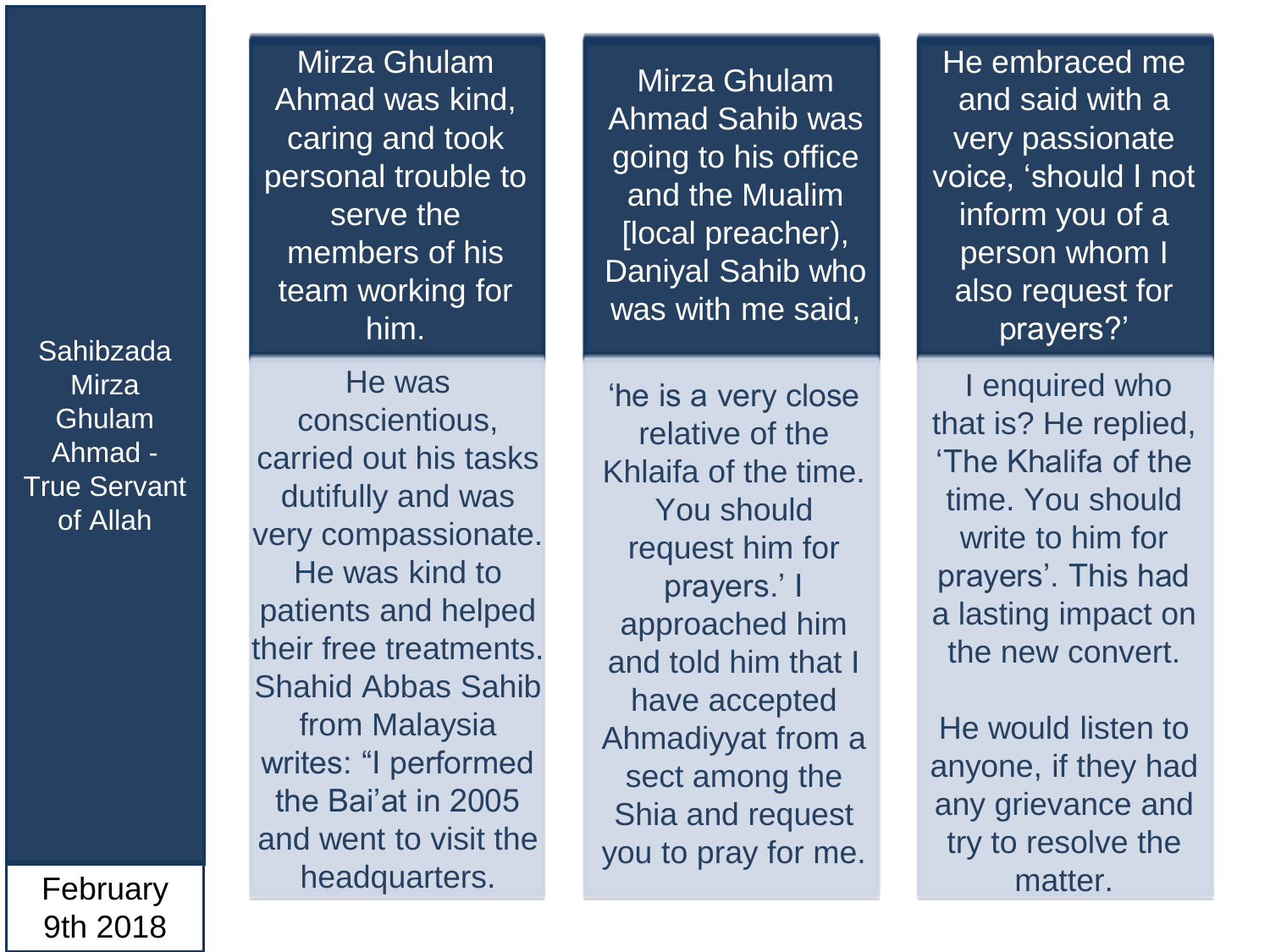# Sahibzada Mirza Ghulam Ahmad - True Servant of Allah

February 9th 2018

Mirza Ghulam Ahmad was kind, caring and took personal trouble to serve the members of his team working for him.

He was conscientious, carried out his tasks dutifully and was very compassionate. He was kind to patients and helped their free treatments. Shahid Abbas Sahib from Malaysia writes: “I performed the Bai’at in 2005 and went to visit the headquarters.

Mirza Ghulam Ahmad Sahib was going to his office and the Mualim [local preacher), Daniyal Sahib who was with me said,

‘he is a very close relative of the Khlaifa of the time. You should request him for prayers.’ I approached him and told him that I have accepted Ahmadiyyat from a sect among the Shia and request you to pray for me.

He embraced me and said with a very passionate voice, ‘should I not inform you of a person whom I also request for prayers?’

I enquired who that is? He replied, ‘The Khalifa of the time. You should write to him for prayers’. This had a lasting impact on the new convert.

He would listen to anyone, if they had any grievance and try to resolve the matter.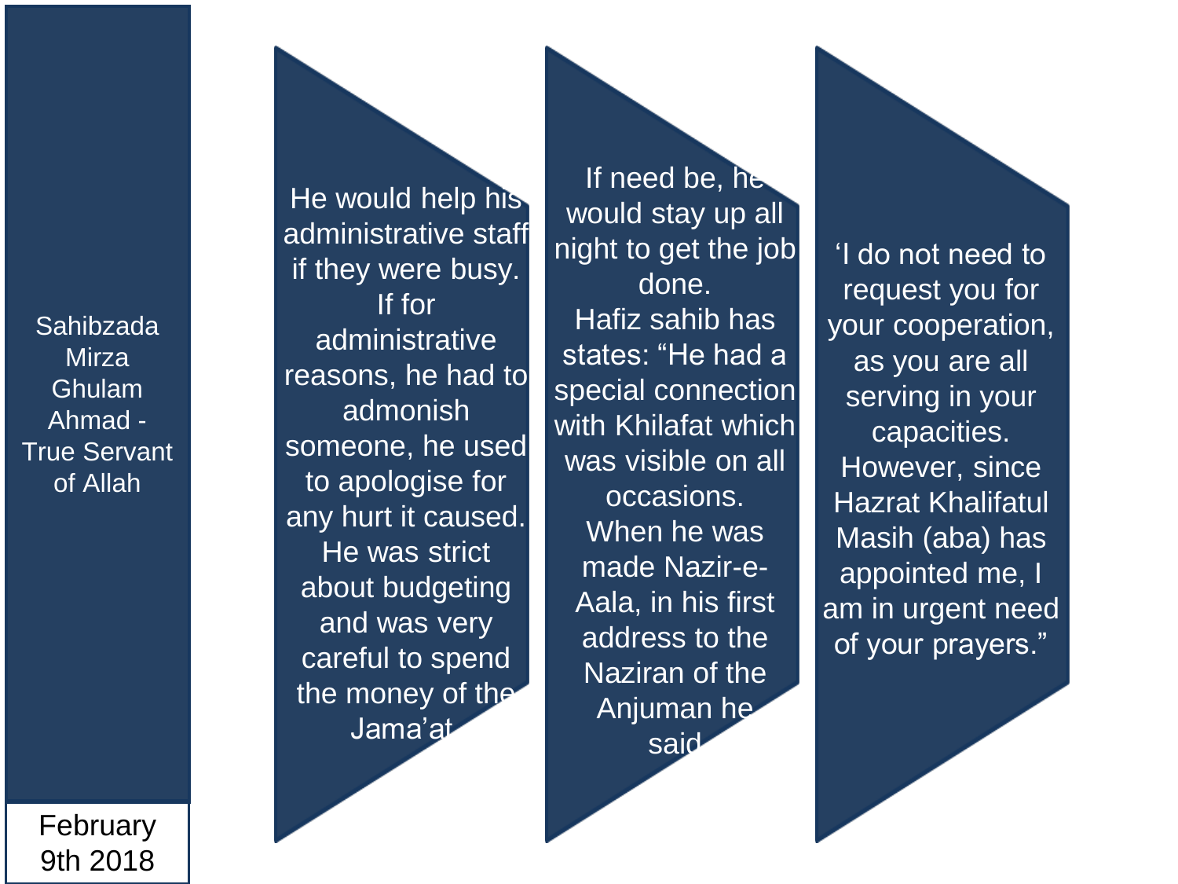Sahibzada Mirza Ghulam Ahmad - True Servant of Allah

February 9th 2018

He would help his administrative staff if they were busy. If for administrative reasons, he had to admonish someone, he used to apologise for any hurt it caused. He was strict about budgeting and was very careful to spend the money of the Jama'at

If need be, he would stay up all night to get the job done. Hafiz sahib has states: "He had a special connection with Khilafat which was visible on all occasions. When he was made Nazir-e-Aala, in his first address to the Naziran of the Anjuman he said

'I do not need to request you for your cooperation, as you are all serving in your capacities. However, since Hazrat Khalifatul Masih (aba) has appointed me, I am in urgent need of your prayers."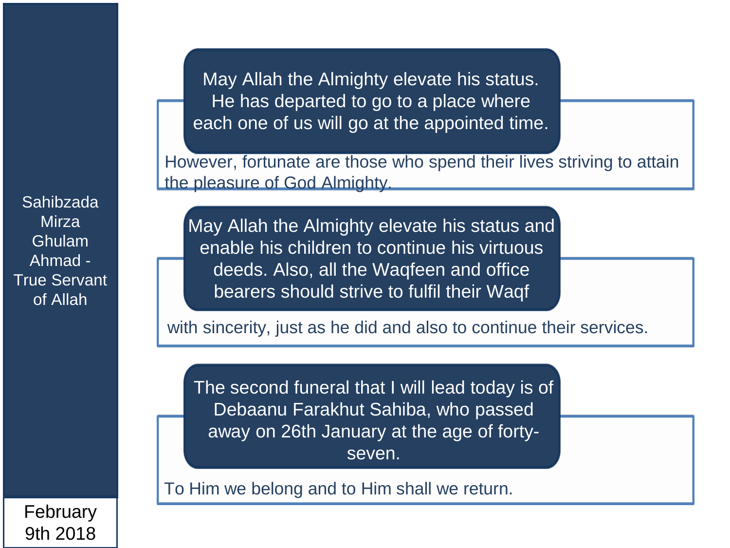Sahibzada Mirza Ghulam Ahmad - True Servant of Allah

May Allah the Almighty elevate his status. He has departed to go to a place where each one of us will go at the appointed time.

However, fortunate are those who spend their lives striving to attain the pleasure of God Almighty.

May Allah the Almighty elevate his status and enable his children to continue his virtuous deeds. Also, all the Waqfeen and office bearers should strive to fulfil their Waqf

with sincerity, just as he did and also to continue their services.

The second funeral that I will lead today is of Debaanu Farakhut Sahiba, who passed away on 26th January at the age of forty-seven.

To Him we belong and to Him shall we return.

February 9th 2018